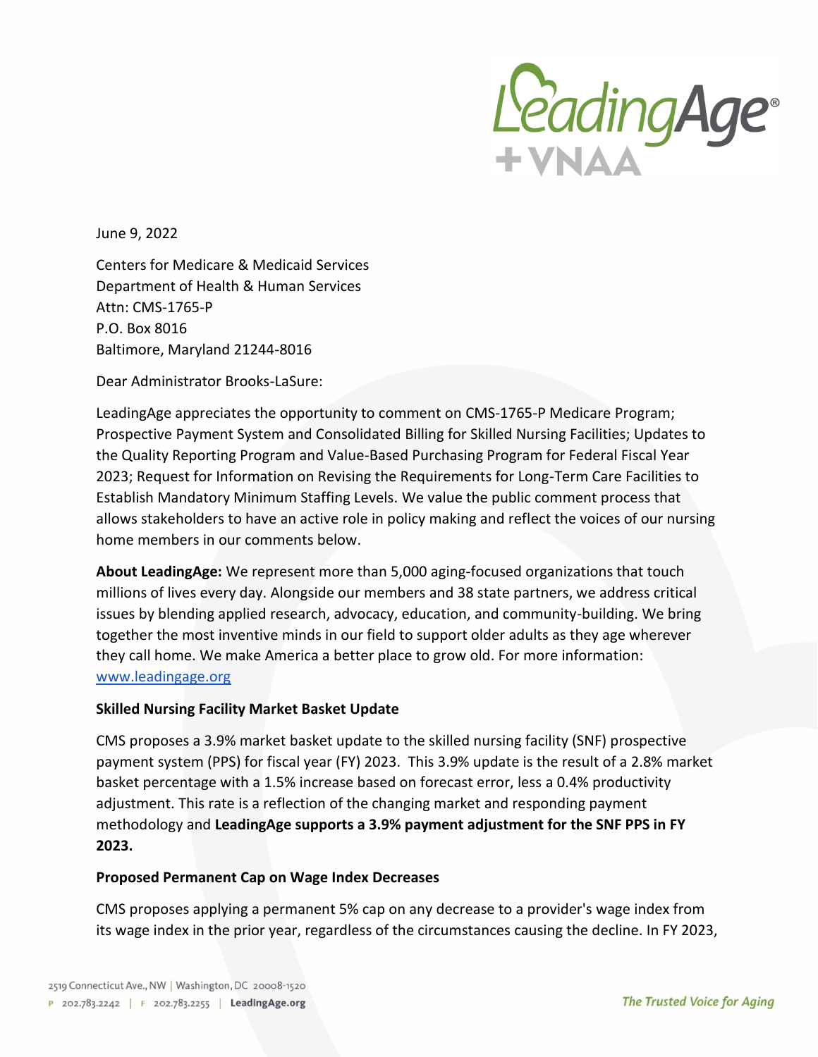June 9, 2022

Centers for Medicare & Medicaid Services
Department of Health & Human Services
Attn: CMS-1765-P
P.O. Box 8016
Baltimore, Maryland 21244-8016

Dear Administrator Brooks-LaSure:

LeadingAge appreciates the opportunity to comment on CMS-1765-P Medicare Program; Prospective Payment System and Consolidated Billing for Skilled Nursing Facilities; Updates to the Quality Reporting Program and Value-Based Purchasing Program for Federal Fiscal Year 2023; Request for Information on Revising the Requirements for Long-Term Care Facilities to Establish Mandatory Minimum Staffing Levels. We value the public comment process that allows stakeholders to have an active role in policy making and reflect the voices of our nursing home members in our comments below.

**About LeadingAge:** We represent more than 5,000 aging-focused organizations that touch millions of lives every day. Alongside our members and 38 state partners, we address critical issues by blending applied research, advocacy, education, and community-building. We bring together the most inventive minds in our field to support older adults as they age wherever they call home. We make America a better place to grow old. For more information: www.leadingage.org

**Skilled Nursing Facility Market Basket Update**

CMS proposes a 3.9% market basket update to the skilled nursing facility (SNF) prospective payment system (PPS) for fiscal year (FY) 2023. This 3.9% update is the result of a 2.8% market basket percentage with a 1.5% increase based on forecast error, less a 0.4% productivity adjustment. This rate is a reflection of the changing market and responding payment methodology and **LeadingAge supports a 3.9% payment adjustment for the SNF PPS in FY 2023.**

**Proposed Permanent Cap on Wage Index Decreases**

CMS proposes applying a permanent 5% cap on any decrease to a provider's wage index from its wage index in the prior year, regardless of the circumstances causing the decline. In FY 2023,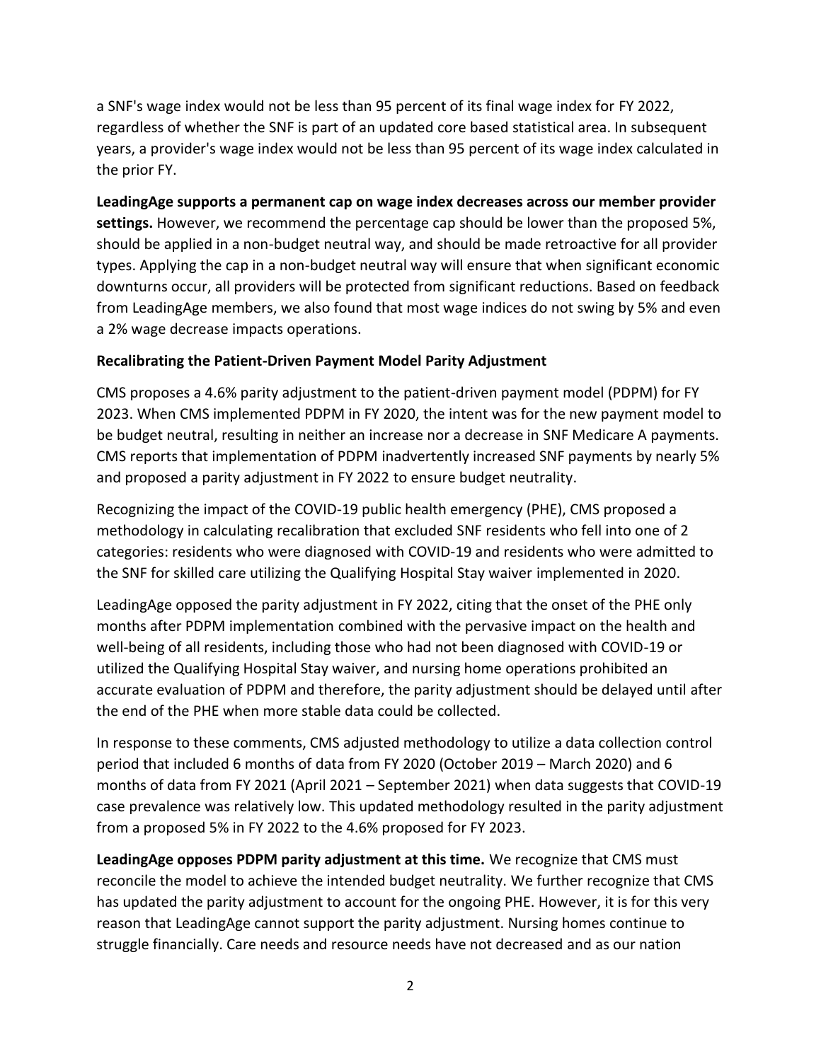a SNF's wage index would not be less than 95 percent of its final wage index for FY 2022, regardless of whether the SNF is part of an updated core based statistical area. In subsequent years, a provider's wage index would not be less than 95 percent of its wage index calculated in the prior FY.

**LeadingAge supports a permanent cap on wage index decreases across our member provider settings.** However, we recommend the percentage cap should be lower than the proposed 5%, should be applied in a non-budget neutral way, and should be made retroactive for all provider types. Applying the cap in a non-budget neutral way will ensure that when significant economic downturns occur, all providers will be protected from significant reductions. Based on feedback from LeadingAge members, we also found that most wage indices do not swing by 5% and even a 2% wage decrease impacts operations.

**Recalibrating the Patient-Driven Payment Model Parity Adjustment**

CMS proposes a 4.6% parity adjustment to the patient-driven payment model (PDPM) for FY 2023. When CMS implemented PDPM in FY 2020, the intent was for the new payment model to be budget neutral, resulting in neither an increase nor a decrease in SNF Medicare A payments. CMS reports that implementation of PDPM inadvertently increased SNF payments by nearly 5% and proposed a parity adjustment in FY 2022 to ensure budget neutrality.

Recognizing the impact of the COVID-19 public health emergency (PHE), CMS proposed a methodology in calculating recalibration that excluded SNF residents who fell into one of 2 categories: residents who were diagnosed with COVID-19 and residents who were admitted to the SNF for skilled care utilizing the Qualifying Hospital Stay waiver implemented in 2020.

LeadingAge opposed the parity adjustment in FY 2022, citing that the onset of the PHE only months after PDPM implementation combined with the pervasive impact on the health and well-being of all residents, including those who had not been diagnosed with COVID-19 or utilized the Qualifying Hospital Stay waiver, and nursing home operations prohibited an accurate evaluation of PDPM and therefore, the parity adjustment should be delayed until after the end of the PHE when more stable data could be collected.

In response to these comments, CMS adjusted methodology to utilize a data collection control period that included 6 months of data from FY 2020 (October 2019 – March 2020) and 6 months of data from FY 2021 (April 2021 – September 2021) when data suggests that COVID-19 case prevalence was relatively low. This updated methodology resulted in the parity adjustment from a proposed 5% in FY 2022 to the 4.6% proposed for FY 2023.

**LeadingAge opposes PDPM parity adjustment at this time.** We recognize that CMS must reconcile the model to achieve the intended budget neutrality. We further recognize that CMS has updated the parity adjustment to account for the ongoing PHE. However, it is for this very reason that LeadingAge cannot support the parity adjustment. Nursing homes continue to struggle financially. Care needs and resource needs have not decreased and as our nation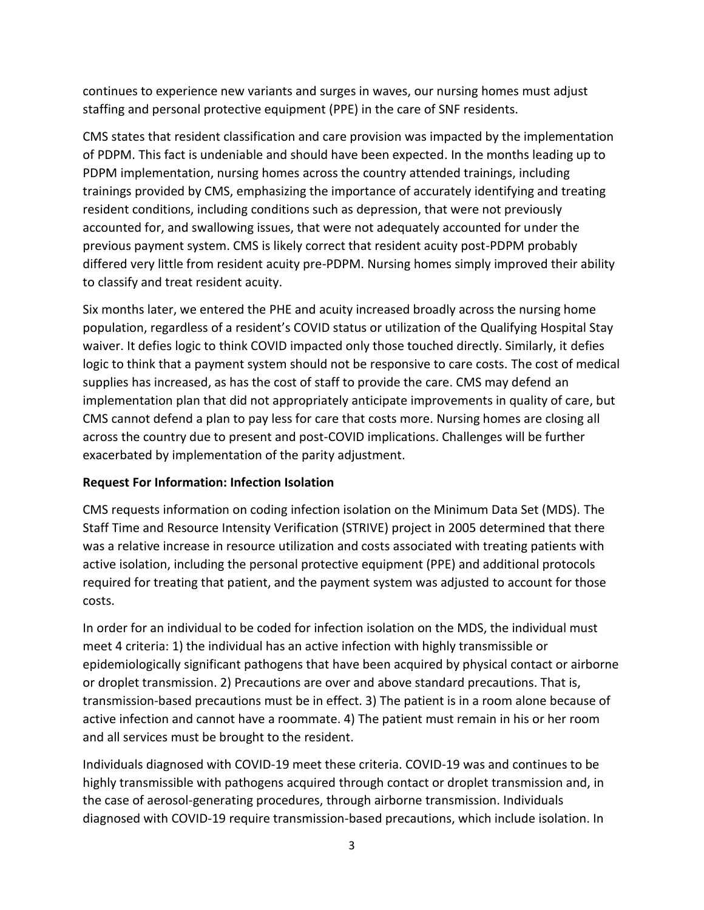continues to experience new variants and surges in waves, our nursing homes must adjust staffing and personal protective equipment (PPE) in the care of SNF residents.

CMS states that resident classification and care provision was impacted by the implementation of PDPM. This fact is undeniable and should have been expected. In the months leading up to PDPM implementation, nursing homes across the country attended trainings, including trainings provided by CMS, emphasizing the importance of accurately identifying and treating resident conditions, including conditions such as depression, that were not previously accounted for, and swallowing issues, that were not adequately accounted for under the previous payment system. CMS is likely correct that resident acuity post-PDPM probably differed very little from resident acuity pre-PDPM. Nursing homes simply improved their ability to classify and treat resident acuity.

Six months later, we entered the PHE and acuity increased broadly across the nursing home population, regardless of a resident's COVID status or utilization of the Qualifying Hospital Stay waiver. It defies logic to think COVID impacted only those touched directly. Similarly, it defies logic to think that a payment system should not be responsive to care costs. The cost of medical supplies has increased, as has the cost of staff to provide the care. CMS may defend an implementation plan that did not appropriately anticipate improvements in quality of care, but CMS cannot defend a plan to pay less for care that costs more. Nursing homes are closing all across the country due to present and post-COVID implications. Challenges will be further exacerbated by implementation of the parity adjustment.

**Request For Information: Infection Isolation**

CMS requests information on coding infection isolation on the Minimum Data Set (MDS). The Staff Time and Resource Intensity Verification (STRIVE) project in 2005 determined that there was a relative increase in resource utilization and costs associated with treating patients with active isolation, including the personal protective equipment (PPE) and additional protocols required for treating that patient, and the payment system was adjusted to account for those costs.

In order for an individual to be coded for infection isolation on the MDS, the individual must meet 4 criteria: 1) the individual has an active infection with highly transmissible or epidemiologically significant pathogens that have been acquired by physical contact or airborne or droplet transmission. 2) Precautions are over and above standard precautions. That is, transmission-based precautions must be in effect. 3) The patient is in a room alone because of active infection and cannot have a roommate. 4) The patient must remain in his or her room and all services must be brought to the resident.

Individuals diagnosed with COVID-19 meet these criteria. COVID-19 was and continues to be highly transmissible with pathogens acquired through contact or droplet transmission and, in the case of aerosol-generating procedures, through airborne transmission. Individuals diagnosed with COVID-19 require transmission-based precautions, which include isolation. In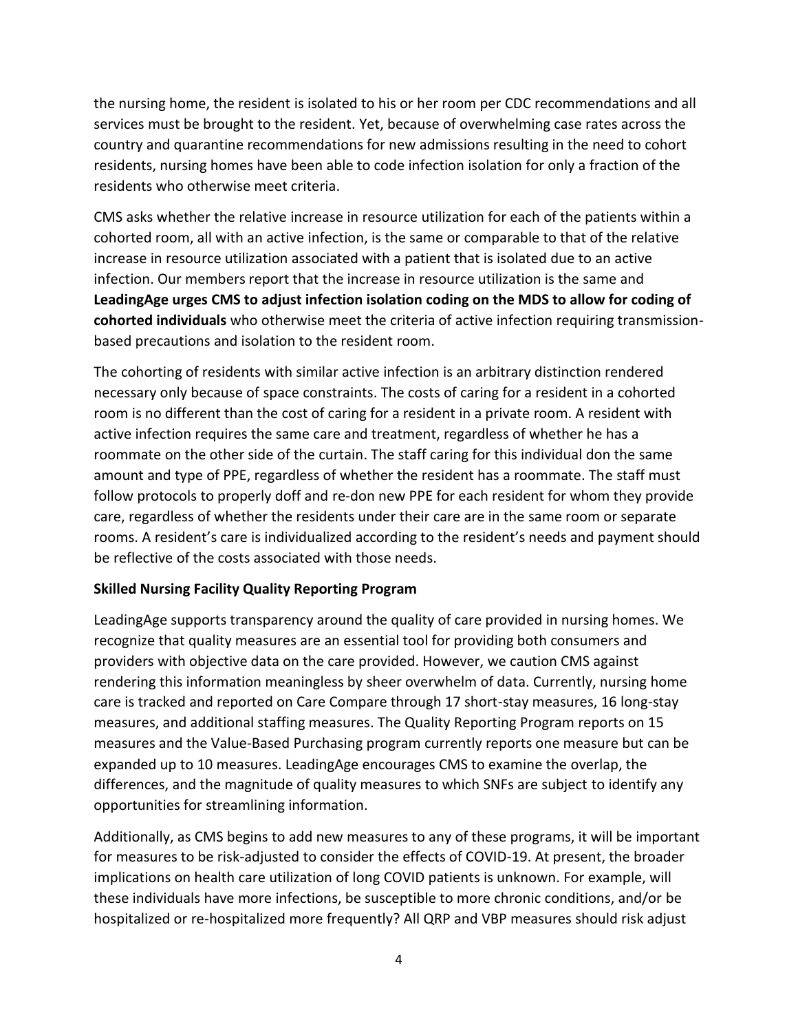the nursing home, the resident is isolated to his or her room per CDC recommendations and all services must be brought to the resident. Yet, because of overwhelming case rates across the country and quarantine recommendations for new admissions resulting in the need to cohort residents, nursing homes have been able to code infection isolation for only a fraction of the residents who otherwise meet criteria.

CMS asks whether the relative increase in resource utilization for each of the patients within a cohorted room, all with an active infection, is the same or comparable to that of the relative increase in resource utilization associated with a patient that is isolated due to an active infection. Our members report that the increase in resource utilization is the same and **LeadingAge urges CMS to adjust infection isolation coding on the MDS to allow for coding of cohorted individuals** who otherwise meet the criteria of active infection requiring transmission-based precautions and isolation to the resident room.

The cohorting of residents with similar active infection is an arbitrary distinction rendered necessary only because of space constraints. The costs of caring for a resident in a cohorted room is no different than the cost of caring for a resident in a private room. A resident with active infection requires the same care and treatment, regardless of whether he has a roommate on the other side of the curtain. The staff caring for this individual don the same amount and type of PPE, regardless of whether the resident has a roommate. The staff must follow protocols to properly doff and re-don new PPE for each resident for whom they provide care, regardless of whether the residents under their care are in the same room or separate rooms. A resident's care is individualized according to the resident's needs and payment should be reflective of the costs associated with those needs.

**Skilled Nursing Facility Quality Reporting Program**

LeadingAge supports transparency around the quality of care provided in nursing homes. We recognize that quality measures are an essential tool for providing both consumers and providers with objective data on the care provided. However, we caution CMS against rendering this information meaningless by sheer overwhelm of data. Currently, nursing home care is tracked and reported on Care Compare through 17 short-stay measures, 16 long-stay measures, and additional staffing measures. The Quality Reporting Program reports on 15 measures and the Value-Based Purchasing program currently reports one measure but can be expanded up to 10 measures. LeadingAge encourages CMS to examine the overlap, the differences, and the magnitude of quality measures to which SNFs are subject to identify any opportunities for streamlining information.

Additionally, as CMS begins to add new measures to any of these programs, it will be important for measures to be risk-adjusted to consider the effects of COVID-19. At present, the broader implications on health care utilization of long COVID patients is unknown. For example, will these individuals have more infections, be susceptible to more chronic conditions, and/or be hospitalized or re-hospitalized more frequently? All QRP and VBP measures should risk adjust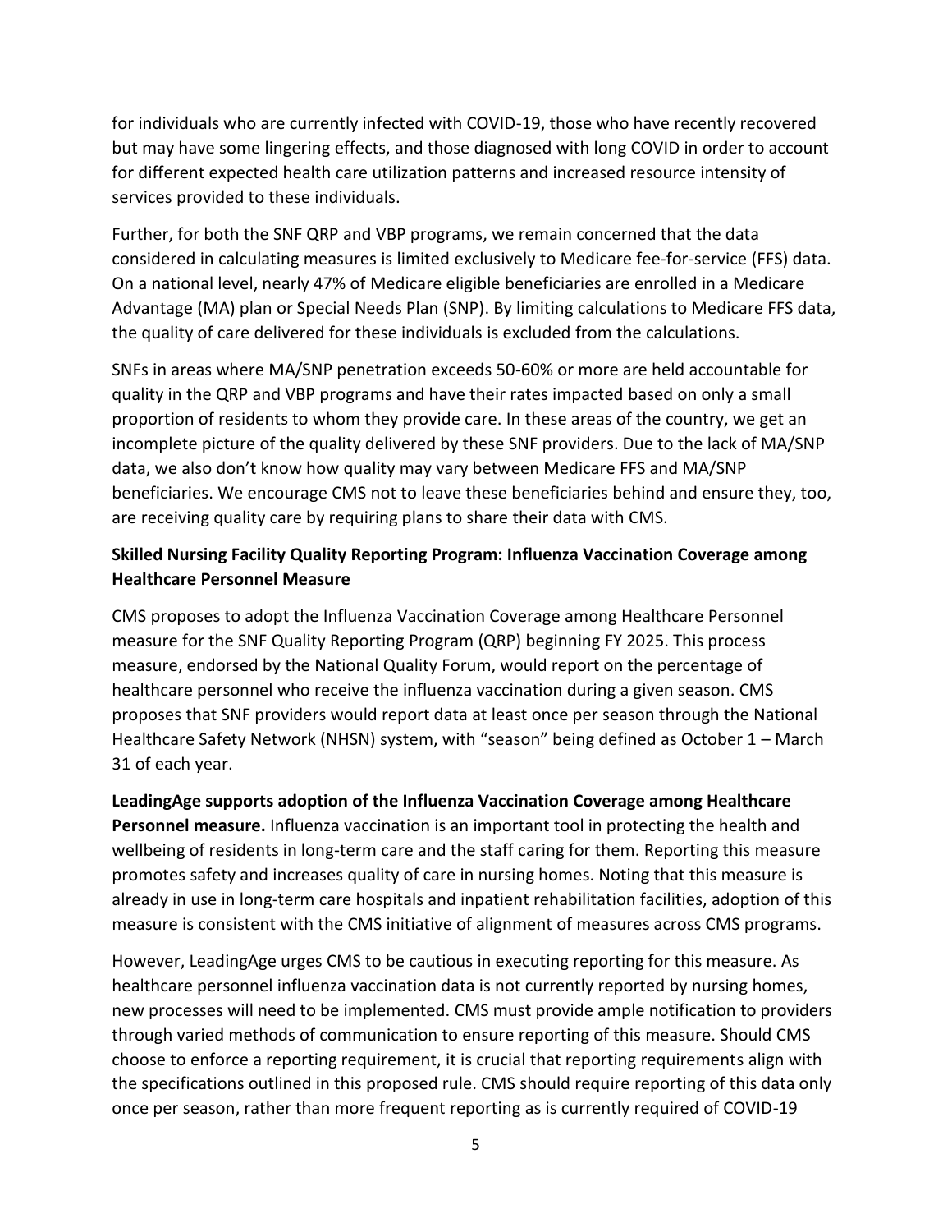for individuals who are currently infected with COVID-19, those who have recently recovered but may have some lingering effects, and those diagnosed with long COVID in order to account for different expected health care utilization patterns and increased resource intensity of services provided to these individuals.

Further, for both the SNF QRP and VBP programs, we remain concerned that the data considered in calculating measures is limited exclusively to Medicare fee-for-service (FFS) data. On a national level, nearly 47% of Medicare eligible beneficiaries are enrolled in a Medicare Advantage (MA) plan or Special Needs Plan (SNP). By limiting calculations to Medicare FFS data, the quality of care delivered for these individuals is excluded from the calculations.

SNFs in areas where MA/SNP penetration exceeds 50-60% or more are held accountable for quality in the QRP and VBP programs and have their rates impacted based on only a small proportion of residents to whom they provide care. In these areas of the country, we get an incomplete picture of the quality delivered by these SNF providers. Due to the lack of MA/SNP data, we also don't know how quality may vary between Medicare FFS and MA/SNP beneficiaries. We encourage CMS not to leave these beneficiaries behind and ensure they, too, are receiving quality care by requiring plans to share their data with CMS.

### Skilled Nursing Facility Quality Reporting Program: Influenza Vaccination Coverage among Healthcare Personnel Measure

CMS proposes to adopt the Influenza Vaccination Coverage among Healthcare Personnel measure for the SNF Quality Reporting Program (QRP) beginning FY 2025. This process measure, endorsed by the National Quality Forum, would report on the percentage of healthcare personnel who receive the influenza vaccination during a given season. CMS proposes that SNF providers would report data at least once per season through the National Healthcare Safety Network (NHSN) system, with "season" being defined as October 1 – March 31 of each year.

**LeadingAge supports adoption of the Influenza Vaccination Coverage among Healthcare Personnel measure.** Influenza vaccination is an important tool in protecting the health and wellbeing of residents in long-term care and the staff caring for them. Reporting this measure promotes safety and increases quality of care in nursing homes. Noting that this measure is already in use in long-term care hospitals and inpatient rehabilitation facilities, adoption of this measure is consistent with the CMS initiative of alignment of measures across CMS programs.

However, LeadingAge urges CMS to be cautious in executing reporting for this measure. As healthcare personnel influenza vaccination data is not currently reported by nursing homes, new processes will need to be implemented. CMS must provide ample notification to providers through varied methods of communication to ensure reporting of this measure. Should CMS choose to enforce a reporting requirement, it is crucial that reporting requirements align with the specifications outlined in this proposed rule. CMS should require reporting of this data only once per season, rather than more frequent reporting as is currently required of COVID-19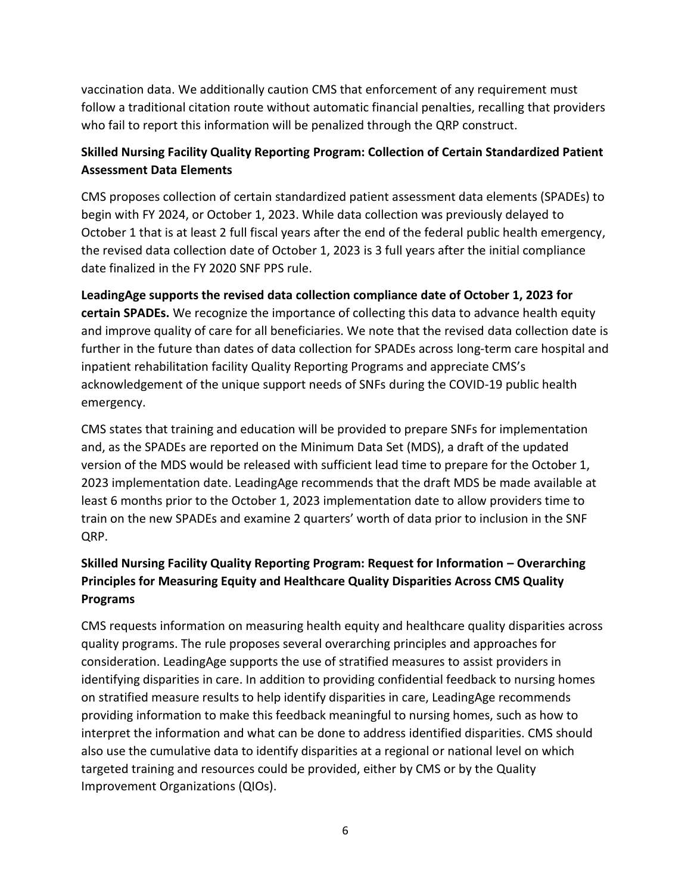vaccination data. We additionally caution CMS that enforcement of any requirement must follow a traditional citation route without automatic financial penalties, recalling that providers who fail to report this information will be penalized through the QRP construct.

**Skilled Nursing Facility Quality Reporting Program: Collection of Certain Standardized Patient Assessment Data Elements**

CMS proposes collection of certain standardized patient assessment data elements (SPADEs) to begin with FY 2024, or October 1, 2023. While data collection was previously delayed to October 1 that is at least 2 full fiscal years after the end of the federal public health emergency, the revised data collection date of October 1, 2023 is 3 full years after the initial compliance date finalized in the FY 2020 SNF PPS rule.

**LeadingAge supports the revised data collection compliance date of October 1, 2023 for certain SPADEs.** We recognize the importance of collecting this data to advance health equity and improve quality of care for all beneficiaries. We note that the revised data collection date is further in the future than dates of data collection for SPADEs across long-term care hospital and inpatient rehabilitation facility Quality Reporting Programs and appreciate CMS's acknowledgement of the unique support needs of SNFs during the COVID-19 public health emergency.

CMS states that training and education will be provided to prepare SNFs for implementation and, as the SPADEs are reported on the Minimum Data Set (MDS), a draft of the updated version of the MDS would be released with sufficient lead time to prepare for the October 1, 2023 implementation date. LeadingAge recommends that the draft MDS be made available at least 6 months prior to the October 1, 2023 implementation date to allow providers time to train on the new SPADEs and examine 2 quarters' worth of data prior to inclusion in the SNF QRP.

**Skilled Nursing Facility Quality Reporting Program: Request for Information – Overarching Principles for Measuring Equity and Healthcare Quality Disparities Across CMS Quality Programs**

CMS requests information on measuring health equity and healthcare quality disparities across quality programs. The rule proposes several overarching principles and approaches for consideration. LeadingAge supports the use of stratified measures to assist providers in identifying disparities in care. In addition to providing confidential feedback to nursing homes on stratified measure results to help identify disparities in care, LeadingAge recommends providing information to make this feedback meaningful to nursing homes, such as how to interpret the information and what can be done to address identified disparities. CMS should also use the cumulative data to identify disparities at a regional or national level on which targeted training and resources could be provided, either by CMS or by the Quality Improvement Organizations (QIOs).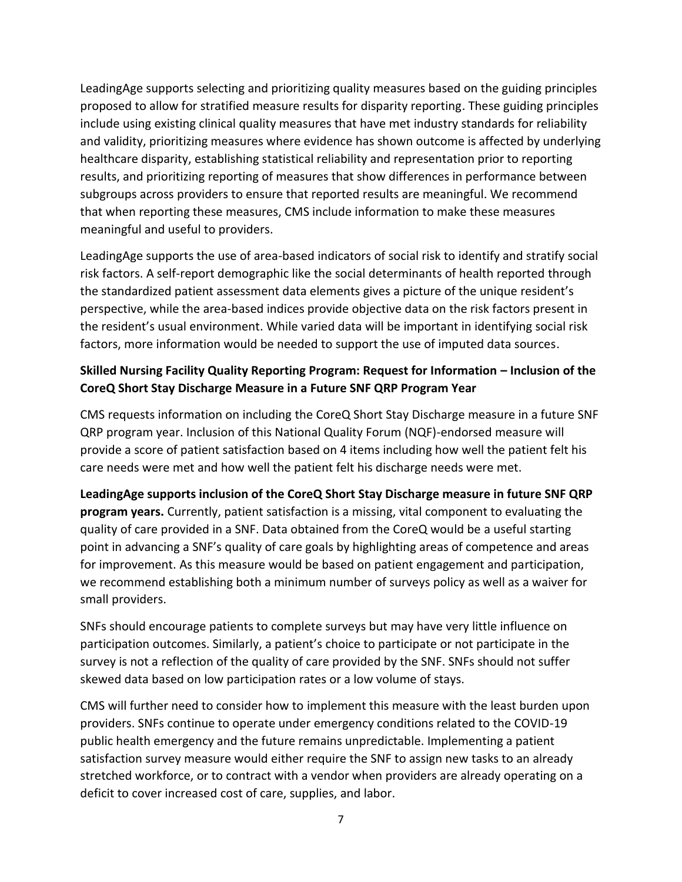LeadingAge supports selecting and prioritizing quality measures based on the guiding principles proposed to allow for stratified measure results for disparity reporting. These guiding principles include using existing clinical quality measures that have met industry standards for reliability and validity, prioritizing measures where evidence has shown outcome is affected by underlying healthcare disparity, establishing statistical reliability and representation prior to reporting results, and prioritizing reporting of measures that show differences in performance between subgroups across providers to ensure that reported results are meaningful. We recommend that when reporting these measures, CMS include information to make these measures meaningful and useful to providers.

LeadingAge supports the use of area-based indicators of social risk to identify and stratify social risk factors. A self-report demographic like the social determinants of health reported through the standardized patient assessment data elements gives a picture of the unique resident's perspective, while the area-based indices provide objective data on the risk factors present in the resident's usual environment. While varied data will be important in identifying social risk factors, more information would be needed to support the use of imputed data sources.

**Skilled Nursing Facility Quality Reporting Program: Request for Information – Inclusion of the CoreQ Short Stay Discharge Measure in a Future SNF QRP Program Year**

CMS requests information on including the CoreQ Short Stay Discharge measure in a future SNF QRP program year. Inclusion of this National Quality Forum (NQF)-endorsed measure will provide a score of patient satisfaction based on 4 items including how well the patient felt his care needs were met and how well the patient felt his discharge needs were met.

**LeadingAge supports inclusion of the CoreQ Short Stay Discharge measure in future SNF QRP program years.** Currently, patient satisfaction is a missing, vital component to evaluating the quality of care provided in a SNF. Data obtained from the CoreQ would be a useful starting point in advancing a SNF's quality of care goals by highlighting areas of competence and areas for improvement. As this measure would be based on patient engagement and participation, we recommend establishing both a minimum number of surveys policy as well as a waiver for small providers.

SNFs should encourage patients to complete surveys but may have very little influence on participation outcomes. Similarly, a patient's choice to participate or not participate in the survey is not a reflection of the quality of care provided by the SNF. SNFs should not suffer skewed data based on low participation rates or a low volume of stays.

CMS will further need to consider how to implement this measure with the least burden upon providers. SNFs continue to operate under emergency conditions related to the COVID-19 public health emergency and the future remains unpredictable. Implementing a patient satisfaction survey measure would either require the SNF to assign new tasks to an already stretched workforce, or to contract with a vendor when providers are already operating on a deficit to cover increased cost of care, supplies, and labor.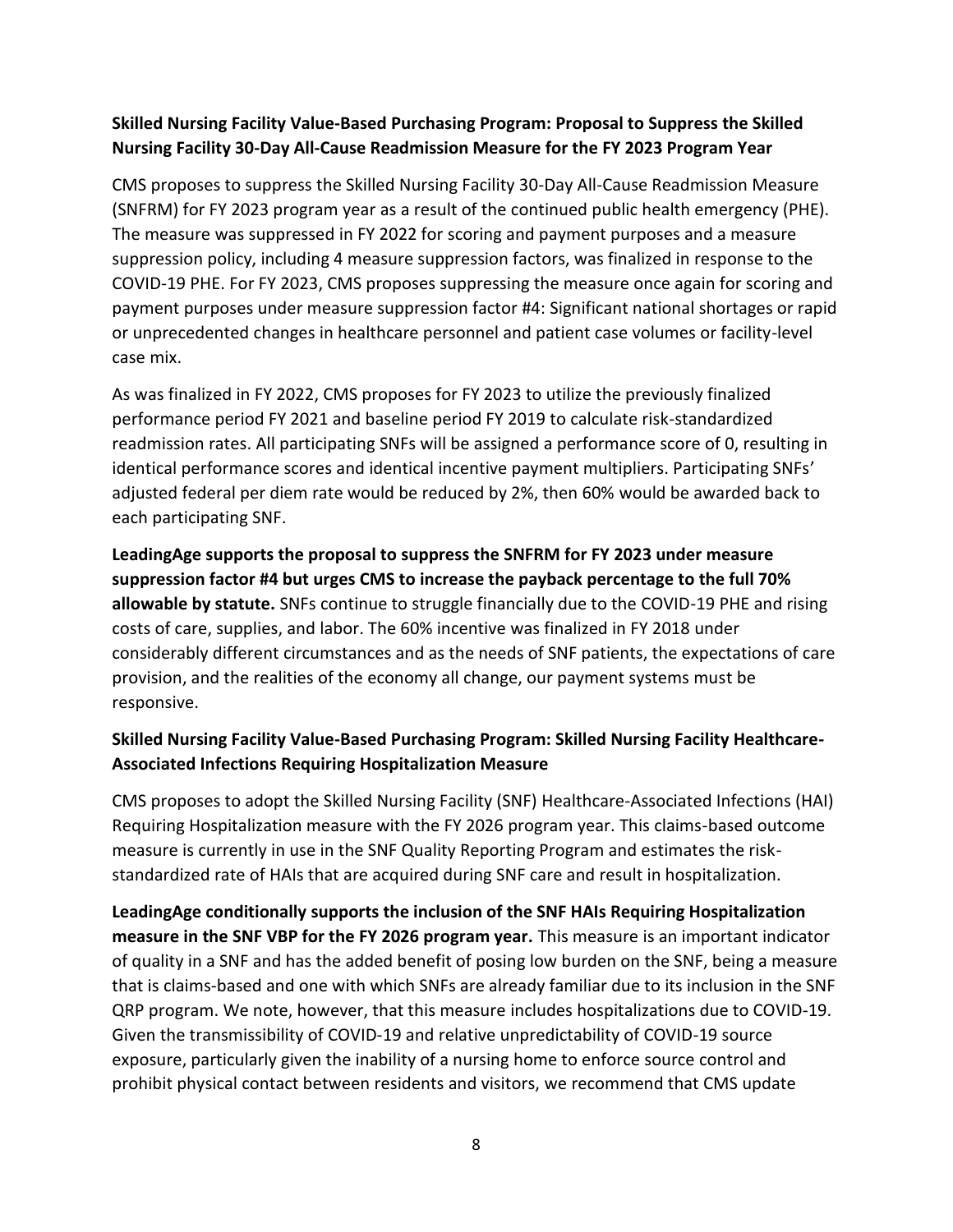### Skilled Nursing Facility Value-Based Purchasing Program: Proposal to Suppress the Skilled Nursing Facility 30-Day All-Cause Readmission Measure for the FY 2023 Program Year

CMS proposes to suppress the Skilled Nursing Facility 30-Day All-Cause Readmission Measure (SNFRM) for FY 2023 program year as a result of the continued public health emergency (PHE). The measure was suppressed in FY 2022 for scoring and payment purposes and a measure suppression policy, including 4 measure suppression factors, was finalized in response to the COVID-19 PHE. For FY 2023, CMS proposes suppressing the measure once again for scoring and payment purposes under measure suppression factor #4: Significant national shortages or rapid or unprecedented changes in healthcare personnel and patient case volumes or facility-level case mix.

As was finalized in FY 2022, CMS proposes for FY 2023 to utilize the previously finalized performance period FY 2021 and baseline period FY 2019 to calculate risk-standardized readmission rates. All participating SNFs will be assigned a performance score of 0, resulting in identical performance scores and identical incentive payment multipliers. Participating SNFs' adjusted federal per diem rate would be reduced by 2%, then 60% would be awarded back to each participating SNF.

**LeadingAge supports the proposal to suppress the SNFRM for FY 2023 under measure suppression factor #4 but urges CMS to increase the payback percentage to the full 70% allowable by statute.** SNFs continue to struggle financially due to the COVID-19 PHE and rising costs of care, supplies, and labor. The 60% incentive was finalized in FY 2018 under considerably different circumstances and as the needs of SNF patients, the expectations of care provision, and the realities of the economy all change, our payment systems must be responsive.

### Skilled Nursing Facility Value-Based Purchasing Program: Skilled Nursing Facility Healthcare-Associated Infections Requiring Hospitalization Measure

CMS proposes to adopt the Skilled Nursing Facility (SNF) Healthcare-Associated Infections (HAI) Requiring Hospitalization measure with the FY 2026 program year. This claims-based outcome measure is currently in use in the SNF Quality Reporting Program and estimates the risk-standardized rate of HAIs that are acquired during SNF care and result in hospitalization.

**LeadingAge conditionally supports the inclusion of the SNF HAIs Requiring Hospitalization measure in the SNF VBP for the FY 2026 program year.** This measure is an important indicator of quality in a SNF and has the added benefit of posing low burden on the SNF, being a measure that is claims-based and one with which SNFs are already familiar due to its inclusion in the SNF QRP program. We note, however, that this measure includes hospitalizations due to COVID-19. Given the transmissibility of COVID-19 and relative unpredictability of COVID-19 source exposure, particularly given the inability of a nursing home to enforce source control and prohibit physical contact between residents and visitors, we recommend that CMS update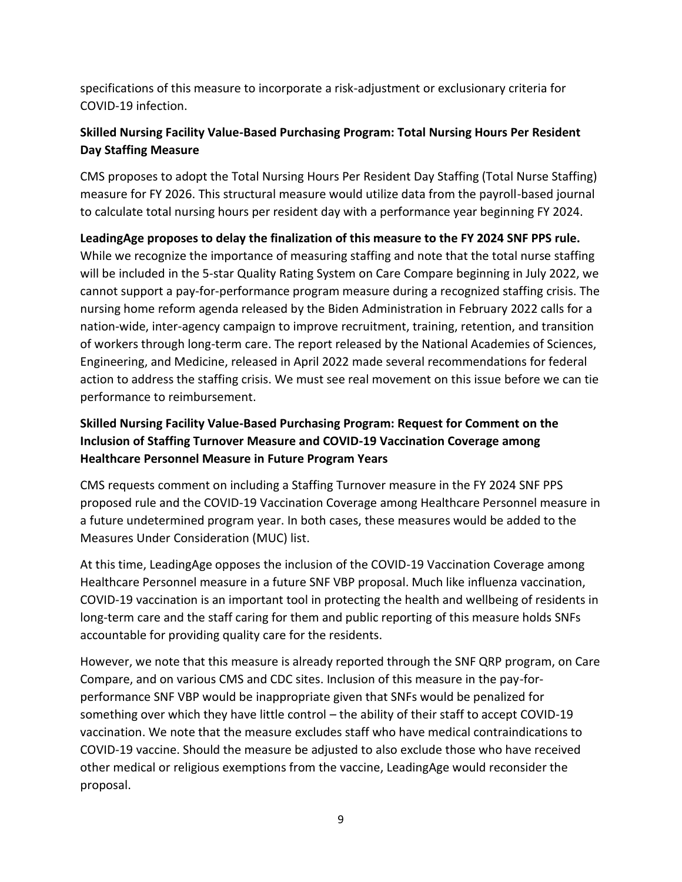specifications of this measure to incorporate a risk-adjustment or exclusionary criteria for COVID-19 infection.

**Skilled Nursing Facility Value-Based Purchasing Program: Total Nursing Hours Per Resident Day Staffing Measure**

CMS proposes to adopt the Total Nursing Hours Per Resident Day Staffing (Total Nurse Staffing) measure for FY 2026. This structural measure would utilize data from the payroll-based journal to calculate total nursing hours per resident day with a performance year beginning FY 2024.

**LeadingAge proposes to delay the finalization of this measure to the FY 2024 SNF PPS rule.** While we recognize the importance of measuring staffing and note that the total nurse staffing will be included in the 5-star Quality Rating System on Care Compare beginning in July 2022, we cannot support a pay-for-performance program measure during a recognized staffing crisis. The nursing home reform agenda released by the Biden Administration in February 2022 calls for a nation-wide, inter-agency campaign to improve recruitment, training, retention, and transition of workers through long-term care. The report released by the National Academies of Sciences, Engineering, and Medicine, released in April 2022 made several recommendations for federal action to address the staffing crisis. We must see real movement on this issue before we can tie performance to reimbursement.

**Skilled Nursing Facility Value-Based Purchasing Program: Request for Comment on the Inclusion of Staffing Turnover Measure and COVID-19 Vaccination Coverage among Healthcare Personnel Measure in Future Program Years**

CMS requests comment on including a Staffing Turnover measure in the FY 2024 SNF PPS proposed rule and the COVID-19 Vaccination Coverage among Healthcare Personnel measure in a future undetermined program year. In both cases, these measures would be added to the Measures Under Consideration (MUC) list.

At this time, LeadingAge opposes the inclusion of the COVID-19 Vaccination Coverage among Healthcare Personnel measure in a future SNF VBP proposal. Much like influenza vaccination, COVID-19 vaccination is an important tool in protecting the health and wellbeing of residents in long-term care and the staff caring for them and public reporting of this measure holds SNFs accountable for providing quality care for the residents.

However, we note that this measure is already reported through the SNF QRP program, on Care Compare, and on various CMS and CDC sites. Inclusion of this measure in the pay-for-performance SNF VBP would be inappropriate given that SNFs would be penalized for something over which they have little control – the ability of their staff to accept COVID-19 vaccination. We note that the measure excludes staff who have medical contraindications to COVID-19 vaccine. Should the measure be adjusted to also exclude those who have received other medical or religious exemptions from the vaccine, LeadingAge would reconsider the proposal.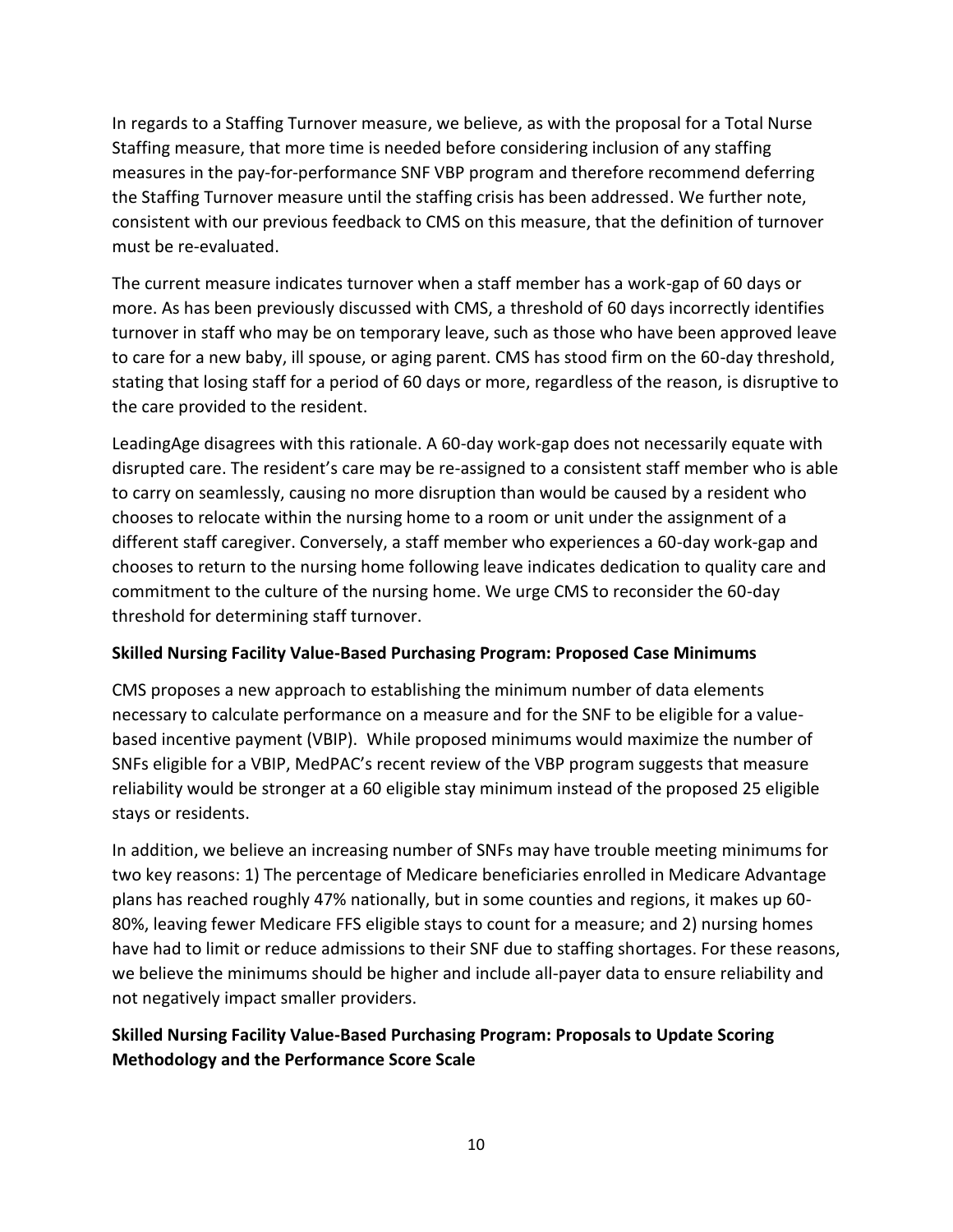In regards to a Staffing Turnover measure, we believe, as with the proposal for a Total Nurse Staffing measure, that more time is needed before considering inclusion of any staffing measures in the pay-for-performance SNF VBP program and therefore recommend deferring the Staffing Turnover measure until the staffing crisis has been addressed. We further note, consistent with our previous feedback to CMS on this measure, that the definition of turnover must be re-evaluated.

The current measure indicates turnover when a staff member has a work-gap of 60 days or more. As has been previously discussed with CMS, a threshold of 60 days incorrectly identifies turnover in staff who may be on temporary leave, such as those who have been approved leave to care for a new baby, ill spouse, or aging parent. CMS has stood firm on the 60-day threshold, stating that losing staff for a period of 60 days or more, regardless of the reason, is disruptive to the care provided to the resident.

LeadingAge disagrees with this rationale. A 60-day work-gap does not necessarily equate with disrupted care. The resident's care may be re-assigned to a consistent staff member who is able to carry on seamlessly, causing no more disruption than would be caused by a resident who chooses to relocate within the nursing home to a room or unit under the assignment of a different staff caregiver. Conversely, a staff member who experiences a 60-day work-gap and chooses to return to the nursing home following leave indicates dedication to quality care and commitment to the culture of the nursing home. We urge CMS to reconsider the 60-day threshold for determining staff turnover.

**Skilled Nursing Facility Value-Based Purchasing Program: Proposed Case Minimums**

CMS proposes a new approach to establishing the minimum number of data elements necessary to calculate performance on a measure and for the SNF to be eligible for a value-based incentive payment (VBIP). While proposed minimums would maximize the number of SNFs eligible for a VBIP, MedPAC's recent review of the VBP program suggests that measure reliability would be stronger at a 60 eligible stay minimum instead of the proposed 25 eligible stays or residents.

In addition, we believe an increasing number of SNFs may have trouble meeting minimums for two key reasons: 1) The percentage of Medicare beneficiaries enrolled in Medicare Advantage plans has reached roughly 47% nationally, but in some counties and regions, it makes up 60-80%, leaving fewer Medicare FFS eligible stays to count for a measure; and 2) nursing homes have had to limit or reduce admissions to their SNF due to staffing shortages. For these reasons, we believe the minimums should be higher and include all-payer data to ensure reliability and not negatively impact smaller providers.

**Skilled Nursing Facility Value-Based Purchasing Program: Proposals to Update Scoring Methodology and the Performance Score Scale**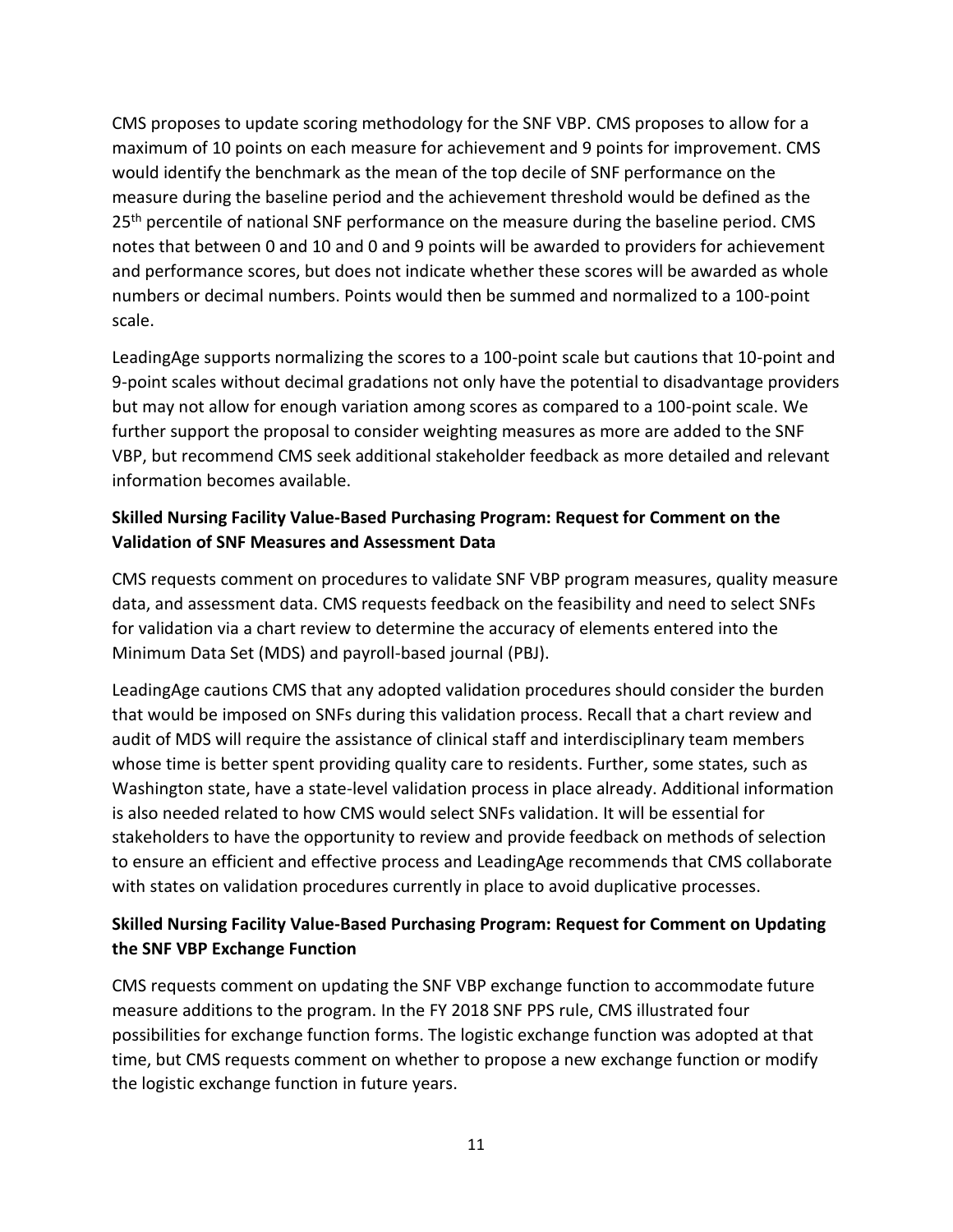CMS proposes to update scoring methodology for the SNF VBP. CMS proposes to allow for a maximum of 10 points on each measure for achievement and 9 points for improvement. CMS would identify the benchmark as the mean of the top decile of SNF performance on the measure during the baseline period and the achievement threshold would be defined as the 25th percentile of national SNF performance on the measure during the baseline period. CMS notes that between 0 and 10 and 0 and 9 points will be awarded to providers for achievement and performance scores, but does not indicate whether these scores will be awarded as whole numbers or decimal numbers. Points would then be summed and normalized to a 100-point scale.

LeadingAge supports normalizing the scores to a 100-point scale but cautions that 10-point and 9-point scales without decimal gradations not only have the potential to disadvantage providers but may not allow for enough variation among scores as compared to a 100-point scale. We further support the proposal to consider weighting measures as more are added to the SNF VBP, but recommend CMS seek additional stakeholder feedback as more detailed and relevant information becomes available.

**Skilled Nursing Facility Value-Based Purchasing Program: Request for Comment on the Validation of SNF Measures and Assessment Data**

CMS requests comment on procedures to validate SNF VBP program measures, quality measure data, and assessment data. CMS requests feedback on the feasibility and need to select SNFs for validation via a chart review to determine the accuracy of elements entered into the Minimum Data Set (MDS) and payroll-based journal (PBJ).

LeadingAge cautions CMS that any adopted validation procedures should consider the burden that would be imposed on SNFs during this validation process. Recall that a chart review and audit of MDS will require the assistance of clinical staff and interdisciplinary team members whose time is better spent providing quality care to residents. Further, some states, such as Washington state, have a state-level validation process in place already. Additional information is also needed related to how CMS would select SNFs validation. It will be essential for stakeholders to have the opportunity to review and provide feedback on methods of selection to ensure an efficient and effective process and LeadingAge recommends that CMS collaborate with states on validation procedures currently in place to avoid duplicative processes.

**Skilled Nursing Facility Value-Based Purchasing Program: Request for Comment on Updating the SNF VBP Exchange Function**

CMS requests comment on updating the SNF VBP exchange function to accommodate future measure additions to the program. In the FY 2018 SNF PPS rule, CMS illustrated four possibilities for exchange function forms. The logistic exchange function was adopted at that time, but CMS requests comment on whether to propose a new exchange function or modify the logistic exchange function in future years.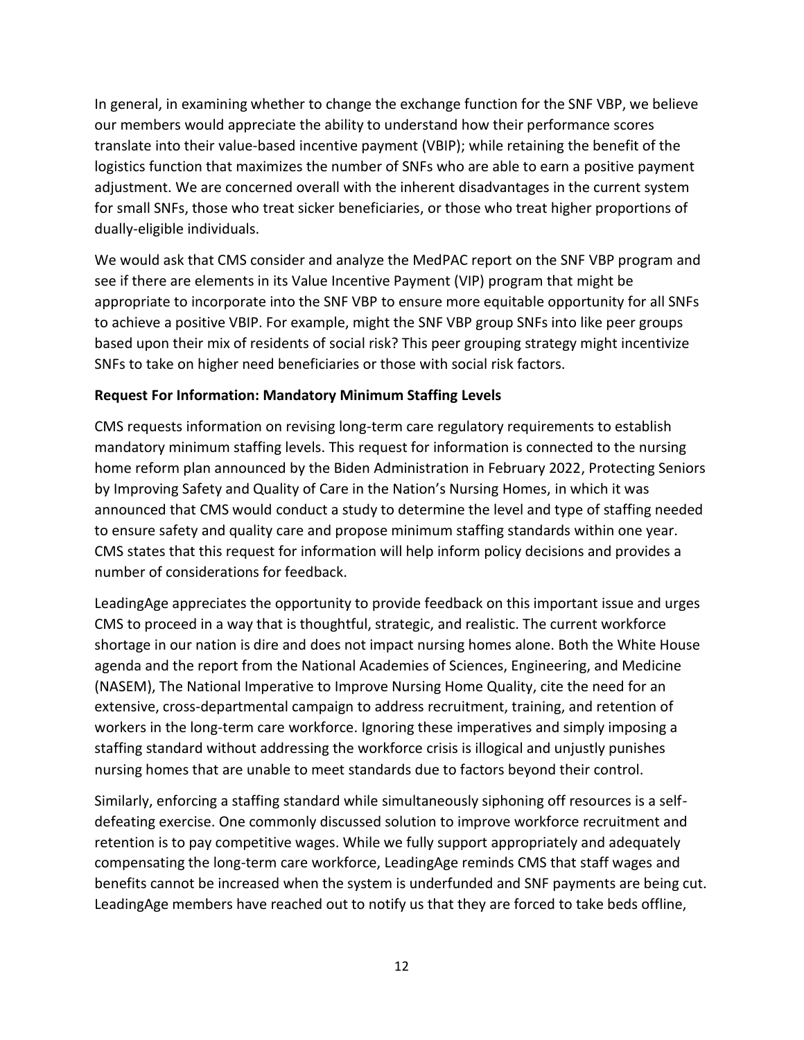In general, in examining whether to change the exchange function for the SNF VBP, we believe our members would appreciate the ability to understand how their performance scores translate into their value-based incentive payment (VBIP); while retaining the benefit of the logistics function that maximizes the number of SNFs who are able to earn a positive payment adjustment. We are concerned overall with the inherent disadvantages in the current system for small SNFs, those who treat sicker beneficiaries, or those who treat higher proportions of dually-eligible individuals.

We would ask that CMS consider and analyze the MedPAC report on the SNF VBP program and see if there are elements in its Value Incentive Payment (VIP) program that might be appropriate to incorporate into the SNF VBP to ensure more equitable opportunity for all SNFs to achieve a positive VBIP. For example, might the SNF VBP group SNFs into like peer groups based upon their mix of residents of social risk? This peer grouping strategy might incentivize SNFs to take on higher need beneficiaries or those with social risk factors.

**Request For Information: Mandatory Minimum Staffing Levels**

CMS requests information on revising long-term care regulatory requirements to establish mandatory minimum staffing levels. This request for information is connected to the nursing home reform plan announced by the Biden Administration in February 2022, Protecting Seniors by Improving Safety and Quality of Care in the Nation's Nursing Homes, in which it was announced that CMS would conduct a study to determine the level and type of staffing needed to ensure safety and quality care and propose minimum staffing standards within one year. CMS states that this request for information will help inform policy decisions and provides a number of considerations for feedback.

LeadingAge appreciates the opportunity to provide feedback on this important issue and urges CMS to proceed in a way that is thoughtful, strategic, and realistic. The current workforce shortage in our nation is dire and does not impact nursing homes alone. Both the White House agenda and the report from the National Academies of Sciences, Engineering, and Medicine (NASEM), The National Imperative to Improve Nursing Home Quality, cite the need for an extensive, cross-departmental campaign to address recruitment, training, and retention of workers in the long-term care workforce. Ignoring these imperatives and simply imposing a staffing standard without addressing the workforce crisis is illogical and unjustly punishes nursing homes that are unable to meet standards due to factors beyond their control.

Similarly, enforcing a staffing standard while simultaneously siphoning off resources is a self-defeating exercise. One commonly discussed solution to improve workforce recruitment and retention is to pay competitive wages. While we fully support appropriately and adequately compensating the long-term care workforce, LeadingAge reminds CMS that staff wages and benefits cannot be increased when the system is underfunded and SNF payments are being cut. LeadingAge members have reached out to notify us that they are forced to take beds offline,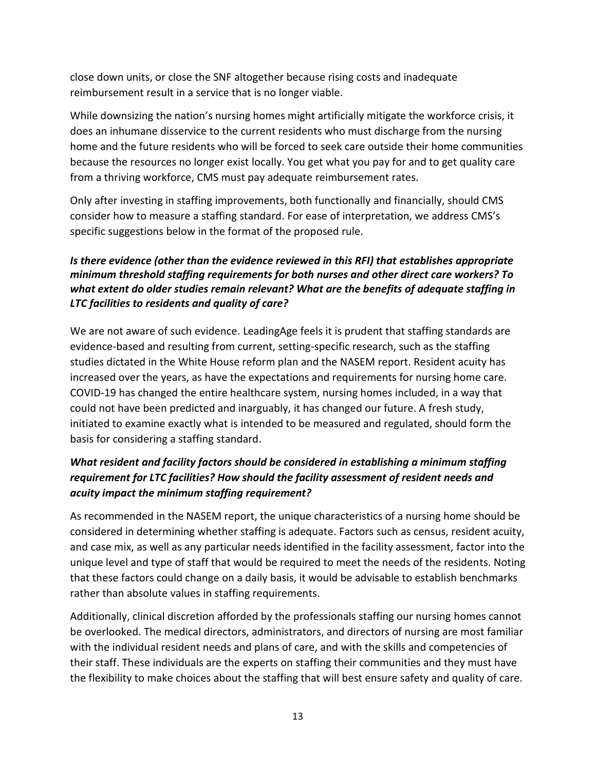close down units, or close the SNF altogether because rising costs and inadequate reimbursement result in a service that is no longer viable.

While downsizing the nation's nursing homes might artificially mitigate the workforce crisis, it does an inhumane disservice to the current residents who must discharge from the nursing home and the future residents who will be forced to seek care outside their home communities because the resources no longer exist locally. You get what you pay for and to get quality care from a thriving workforce, CMS must pay adequate reimbursement rates.

Only after investing in staffing improvements, both functionally and financially, should CMS consider how to measure a staffing standard. For ease of interpretation, we address CMS's specific suggestions below in the format of the proposed rule.

***Is there evidence (other than the evidence reviewed in this RFI) that establishes appropriate minimum threshold staffing requirements for both nurses and other direct care workers? To what extent do older studies remain relevant? What are the benefits of adequate staffing in LTC facilities to residents and quality of care?***

We are not aware of such evidence. LeadingAge feels it is prudent that staffing standards are evidence-based and resulting from current, setting-specific research, such as the staffing studies dictated in the White House reform plan and the NASEM report. Resident acuity has increased over the years, as have the expectations and requirements for nursing home care. COVID-19 has changed the entire healthcare system, nursing homes included, in a way that could not have been predicted and inarguably, it has changed our future. A fresh study, initiated to examine exactly what is intended to be measured and regulated, should form the basis for considering a staffing standard.

***What resident and facility factors should be considered in establishing a minimum staffing requirement for LTC facilities? How should the facility assessment of resident needs and acuity impact the minimum staffing requirement?***

As recommended in the NASEM report, the unique characteristics of a nursing home should be considered in determining whether staffing is adequate. Factors such as census, resident acuity, and case mix, as well as any particular needs identified in the facility assessment, factor into the unique level and type of staff that would be required to meet the needs of the residents. Noting that these factors could change on a daily basis, it would be advisable to establish benchmarks rather than absolute values in staffing requirements.

Additionally, clinical discretion afforded by the professionals staffing our nursing homes cannot be overlooked. The medical directors, administrators, and directors of nursing are most familiar with the individual resident needs and plans of care, and with the skills and competencies of their staff. These individuals are the experts on staffing their communities and they must have the flexibility to make choices about the staffing that will best ensure safety and quality of care.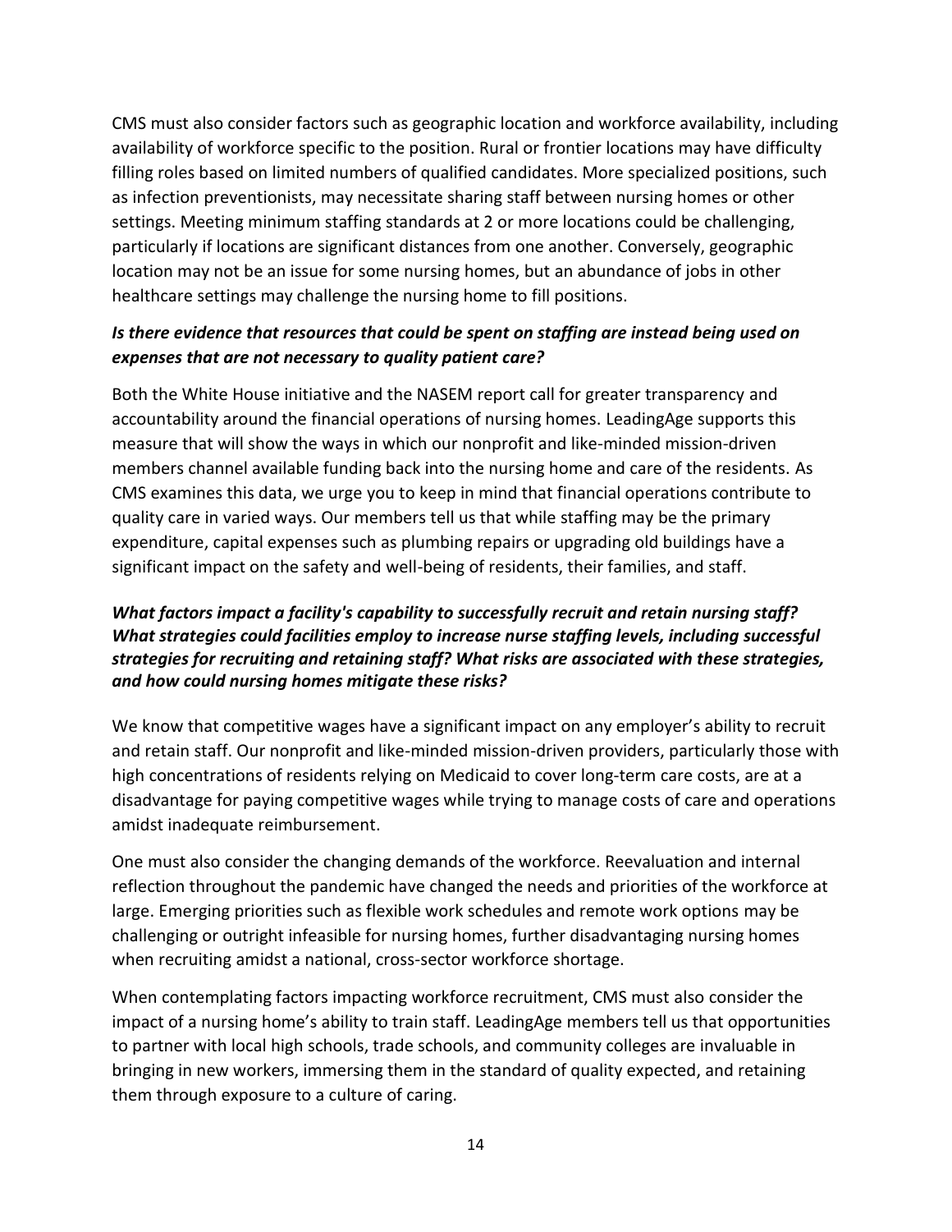CMS must also consider factors such as geographic location and workforce availability, including availability of workforce specific to the position. Rural or frontier locations may have difficulty filling roles based on limited numbers of qualified candidates. More specialized positions, such as infection preventionists, may necessitate sharing staff between nursing homes or other settings. Meeting minimum staffing standards at 2 or more locations could be challenging, particularly if locations are significant distances from one another. Conversely, geographic location may not be an issue for some nursing homes, but an abundance of jobs in other healthcare settings may challenge the nursing home to fill positions.

***Is there evidence that resources that could be spent on staffing are instead being used on expenses that are not necessary to quality patient care?***

Both the White House initiative and the NASEM report call for greater transparency and accountability around the financial operations of nursing homes. LeadingAge supports this measure that will show the ways in which our nonprofit and like-minded mission-driven members channel available funding back into the nursing home and care of the residents. As CMS examines this data, we urge you to keep in mind that financial operations contribute to quality care in varied ways. Our members tell us that while staffing may be the primary expenditure, capital expenses such as plumbing repairs or upgrading old buildings have a significant impact on the safety and well-being of residents, their families, and staff.

***What factors impact a facility's capability to successfully recruit and retain nursing staff? What strategies could facilities employ to increase nurse staffing levels, including successful strategies for recruiting and retaining staff? What risks are associated with these strategies, and how could nursing homes mitigate these risks?***

We know that competitive wages have a significant impact on any employer's ability to recruit and retain staff. Our nonprofit and like-minded mission-driven providers, particularly those with high concentrations of residents relying on Medicaid to cover long-term care costs, are at a disadvantage for paying competitive wages while trying to manage costs of care and operations amidst inadequate reimbursement.

One must also consider the changing demands of the workforce. Reevaluation and internal reflection throughout the pandemic have changed the needs and priorities of the workforce at large. Emerging priorities such as flexible work schedules and remote work options may be challenging or outright infeasible for nursing homes, further disadvantaging nursing homes when recruiting amidst a national, cross-sector workforce shortage.

When contemplating factors impacting workforce recruitment, CMS must also consider the impact of a nursing home's ability to train staff. LeadingAge members tell us that opportunities to partner with local high schools, trade schools, and community colleges are invaluable in bringing in new workers, immersing them in the standard of quality expected, and retaining them through exposure to a culture of caring.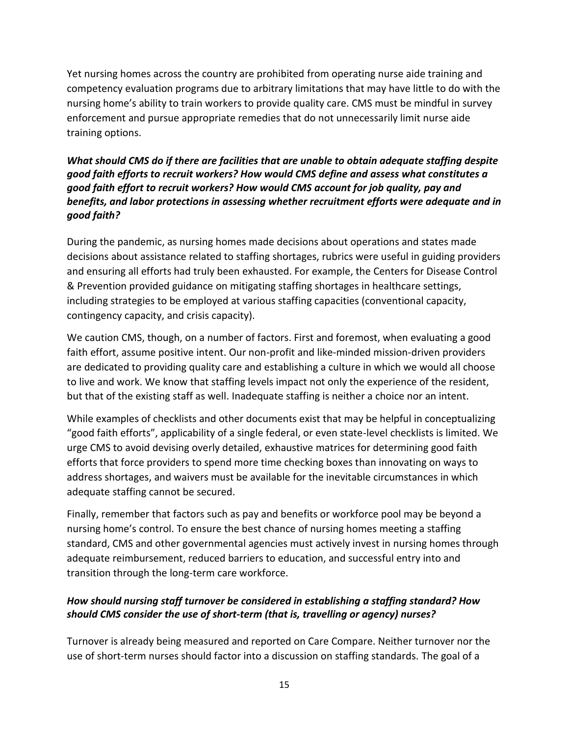Yet nursing homes across the country are prohibited from operating nurse aide training and competency evaluation programs due to arbitrary limitations that may have little to do with the nursing home's ability to train workers to provide quality care. CMS must be mindful in survey enforcement and pursue appropriate remedies that do not unnecessarily limit nurse aide training options.

***What should CMS do if there are facilities that are unable to obtain adequate staffing despite good faith efforts to recruit workers? How would CMS define and assess what constitutes a good faith effort to recruit workers? How would CMS account for job quality, pay and benefits, and labor protections in assessing whether recruitment efforts were adequate and in good faith?***

During the pandemic, as nursing homes made decisions about operations and states made decisions about assistance related to staffing shortages, rubrics were useful in guiding providers and ensuring all efforts had truly been exhausted. For example, the Centers for Disease Control & Prevention provided guidance on mitigating staffing shortages in healthcare settings, including strategies to be employed at various staffing capacities (conventional capacity, contingency capacity, and crisis capacity).

We caution CMS, though, on a number of factors. First and foremost, when evaluating a good faith effort, assume positive intent. Our non-profit and like-minded mission-driven providers are dedicated to providing quality care and establishing a culture in which we would all choose to live and work. We know that staffing levels impact not only the experience of the resident, but that of the existing staff as well. Inadequate staffing is neither a choice nor an intent.

While examples of checklists and other documents exist that may be helpful in conceptualizing "good faith efforts", applicability of a single federal, or even state-level checklists is limited. We urge CMS to avoid devising overly detailed, exhaustive matrices for determining good faith efforts that force providers to spend more time checking boxes than innovating on ways to address shortages, and waivers must be available for the inevitable circumstances in which adequate staffing cannot be secured.

Finally, remember that factors such as pay and benefits or workforce pool may be beyond a nursing home's control. To ensure the best chance of nursing homes meeting a staffing standard, CMS and other governmental agencies must actively invest in nursing homes through adequate reimbursement, reduced barriers to education, and successful entry into and transition through the long-term care workforce.

***How should nursing staff turnover be considered in establishing a staffing standard? How should CMS consider the use of short-term (that is, travelling or agency) nurses?***

Turnover is already being measured and reported on Care Compare. Neither turnover nor the use of short-term nurses should factor into a discussion on staffing standards. The goal of a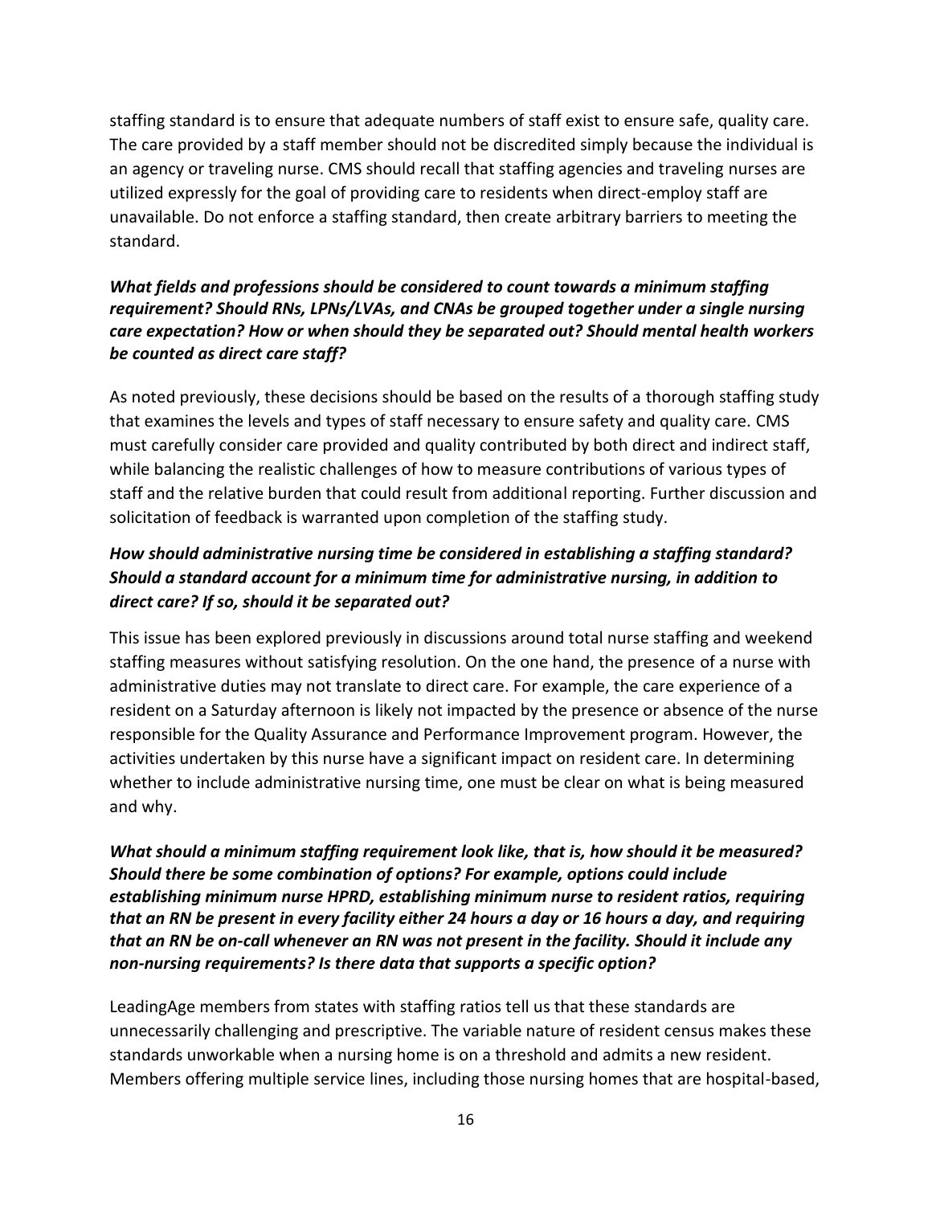staffing standard is to ensure that adequate numbers of staff exist to ensure safe, quality care. The care provided by a staff member should not be discredited simply because the individual is an agency or traveling nurse. CMS should recall that staffing agencies and traveling nurses are utilized expressly for the goal of providing care to residents when direct-employ staff are unavailable. Do not enforce a staffing standard, then create arbitrary barriers to meeting the standard.

***What fields and professions should be considered to count towards a minimum staffing requirement? Should RNs, LPNs/LVAs, and CNAs be grouped together under a single nursing care expectation? How or when should they be separated out? Should mental health workers be counted as direct care staff?***

As noted previously, these decisions should be based on the results of a thorough staffing study that examines the levels and types of staff necessary to ensure safety and quality care. CMS must carefully consider care provided and quality contributed by both direct and indirect staff, while balancing the realistic challenges of how to measure contributions of various types of staff and the relative burden that could result from additional reporting. Further discussion and solicitation of feedback is warranted upon completion of the staffing study.

***How should administrative nursing time be considered in establishing a staffing standard? Should a standard account for a minimum time for administrative nursing, in addition to direct care? If so, should it be separated out?***

This issue has been explored previously in discussions around total nurse staffing and weekend staffing measures without satisfying resolution. On the one hand, the presence of a nurse with administrative duties may not translate to direct care. For example, the care experience of a resident on a Saturday afternoon is likely not impacted by the presence or absence of the nurse responsible for the Quality Assurance and Performance Improvement program. However, the activities undertaken by this nurse have a significant impact on resident care. In determining whether to include administrative nursing time, one must be clear on what is being measured and why.

***What should a minimum staffing requirement look like, that is, how should it be measured? Should there be some combination of options? For example, options could include establishing minimum nurse HPRD, establishing minimum nurse to resident ratios, requiring that an RN be present in every facility either 24 hours a day or 16 hours a day, and requiring that an RN be on-call whenever an RN was not present in the facility. Should it include any non-nursing requirements? Is there data that supports a specific option?***

LeadingAge members from states with staffing ratios tell us that these standards are unnecessarily challenging and prescriptive. The variable nature of resident census makes these standards unworkable when a nursing home is on a threshold and admits a new resident. Members offering multiple service lines, including those nursing homes that are hospital-based,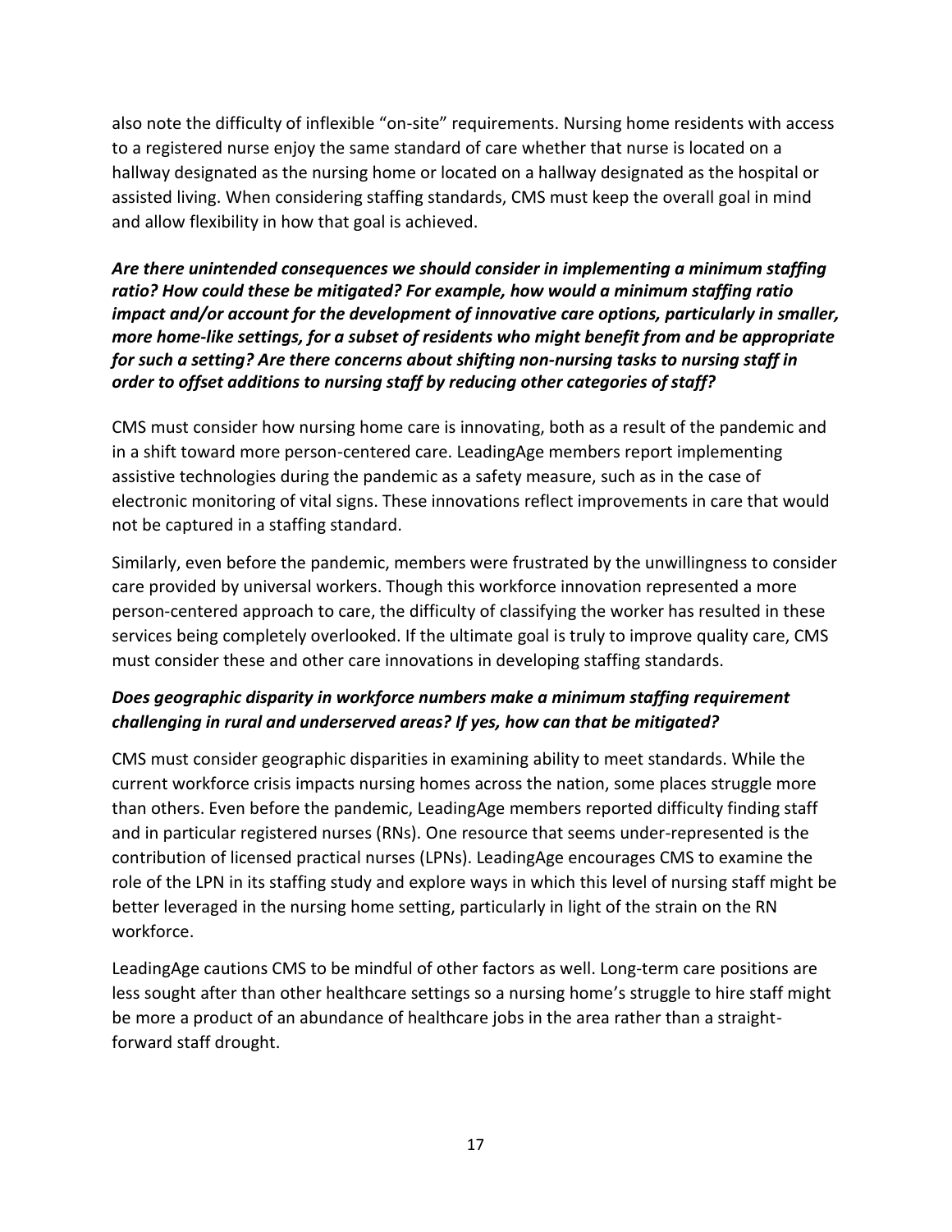also note the difficulty of inflexible "on-site" requirements. Nursing home residents with access to a registered nurse enjoy the same standard of care whether that nurse is located on a hallway designated as the nursing home or located on a hallway designated as the hospital or assisted living. When considering staffing standards, CMS must keep the overall goal in mind and allow flexibility in how that goal is achieved.

***Are there unintended consequences we should consider in implementing a minimum staffing ratio? How could these be mitigated? For example, how would a minimum staffing ratio impact and/or account for the development of innovative care options, particularly in smaller, more home-like settings, for a subset of residents who might benefit from and be appropriate for such a setting? Are there concerns about shifting non-nursing tasks to nursing staff in order to offset additions to nursing staff by reducing other categories of staff?***

CMS must consider how nursing home care is innovating, both as a result of the pandemic and in a shift toward more person-centered care. LeadingAge members report implementing assistive technologies during the pandemic as a safety measure, such as in the case of electronic monitoring of vital signs. These innovations reflect improvements in care that would not be captured in a staffing standard.

Similarly, even before the pandemic, members were frustrated by the unwillingness to consider care provided by universal workers. Though this workforce innovation represented a more person-centered approach to care, the difficulty of classifying the worker has resulted in these services being completely overlooked. If the ultimate goal is truly to improve quality care, CMS must consider these and other care innovations in developing staffing standards.

***Does geographic disparity in workforce numbers make a minimum staffing requirement challenging in rural and underserved areas? If yes, how can that be mitigated?***

CMS must consider geographic disparities in examining ability to meet standards. While the current workforce crisis impacts nursing homes across the nation, some places struggle more than others. Even before the pandemic, LeadingAge members reported difficulty finding staff and in particular registered nurses (RNs). One resource that seems under-represented is the contribution of licensed practical nurses (LPNs). LeadingAge encourages CMS to examine the role of the LPN in its staffing study and explore ways in which this level of nursing staff might be better leveraged in the nursing home setting, particularly in light of the strain on the RN workforce.

LeadingAge cautions CMS to be mindful of other factors as well. Long-term care positions are less sought after than other healthcare settings so a nursing home's struggle to hire staff might be more a product of an abundance of healthcare jobs in the area rather than a straight-forward staff drought.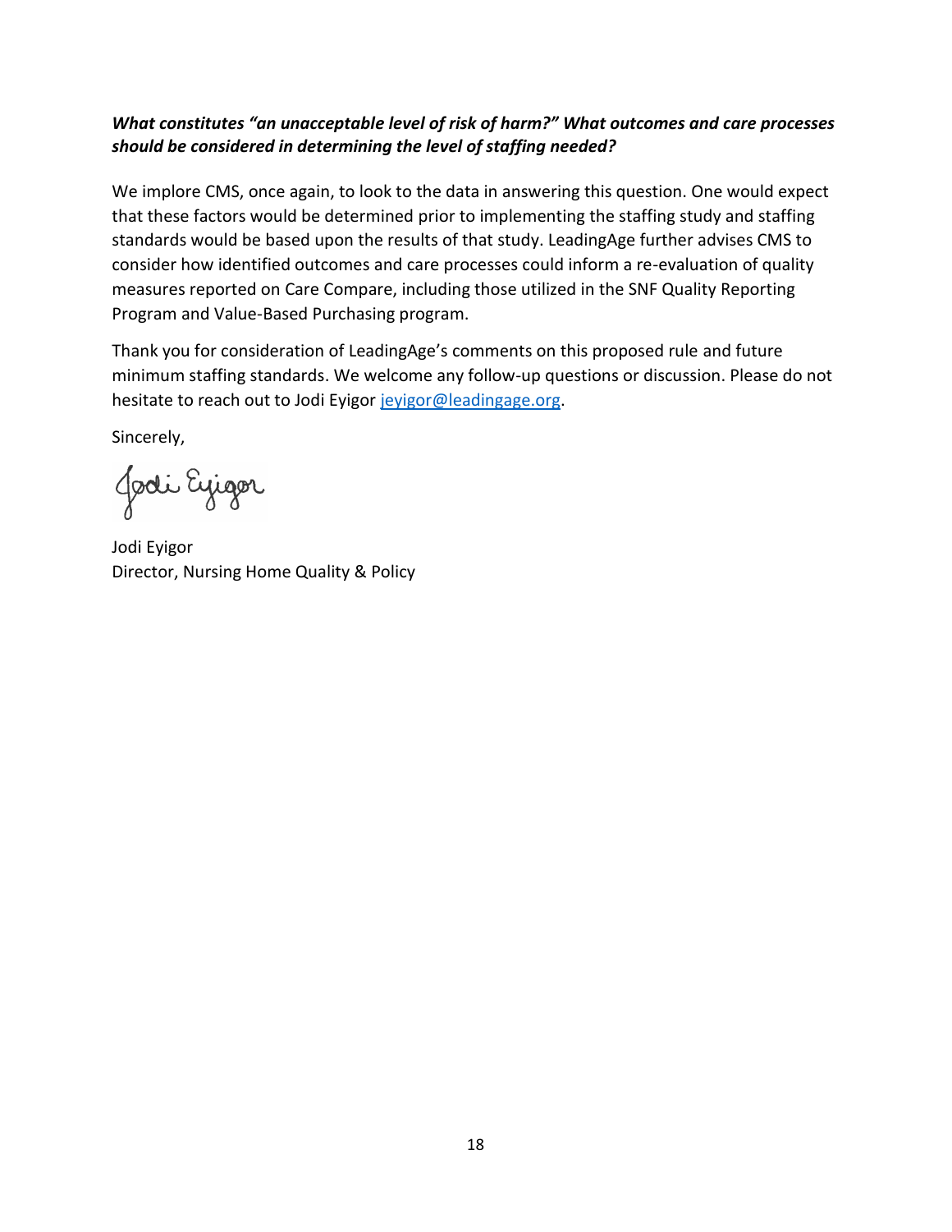***What constitutes "an unacceptable level of risk of harm?" What outcomes and care processes should be considered in determining the level of staffing needed?***

We implore CMS, once again, to look to the data in answering this question. One would expect that these factors would be determined prior to implementing the staffing study and staffing standards would be based upon the results of that study. LeadingAge further advises CMS to consider how identified outcomes and care processes could inform a re-evaluation of quality measures reported on Care Compare, including those utilized in the SNF Quality Reporting Program and Value-Based Purchasing program.

Thank you for consideration of LeadingAge's comments on this proposed rule and future minimum staffing standards. We welcome any follow-up questions or discussion. Please do not hesitate to reach out to Jodi Eyigor jeyigor@leadingage.org.

Sincerely,

Jodi Eyigor

Jodi Eyigor
Director, Nursing Home Quality & Policy